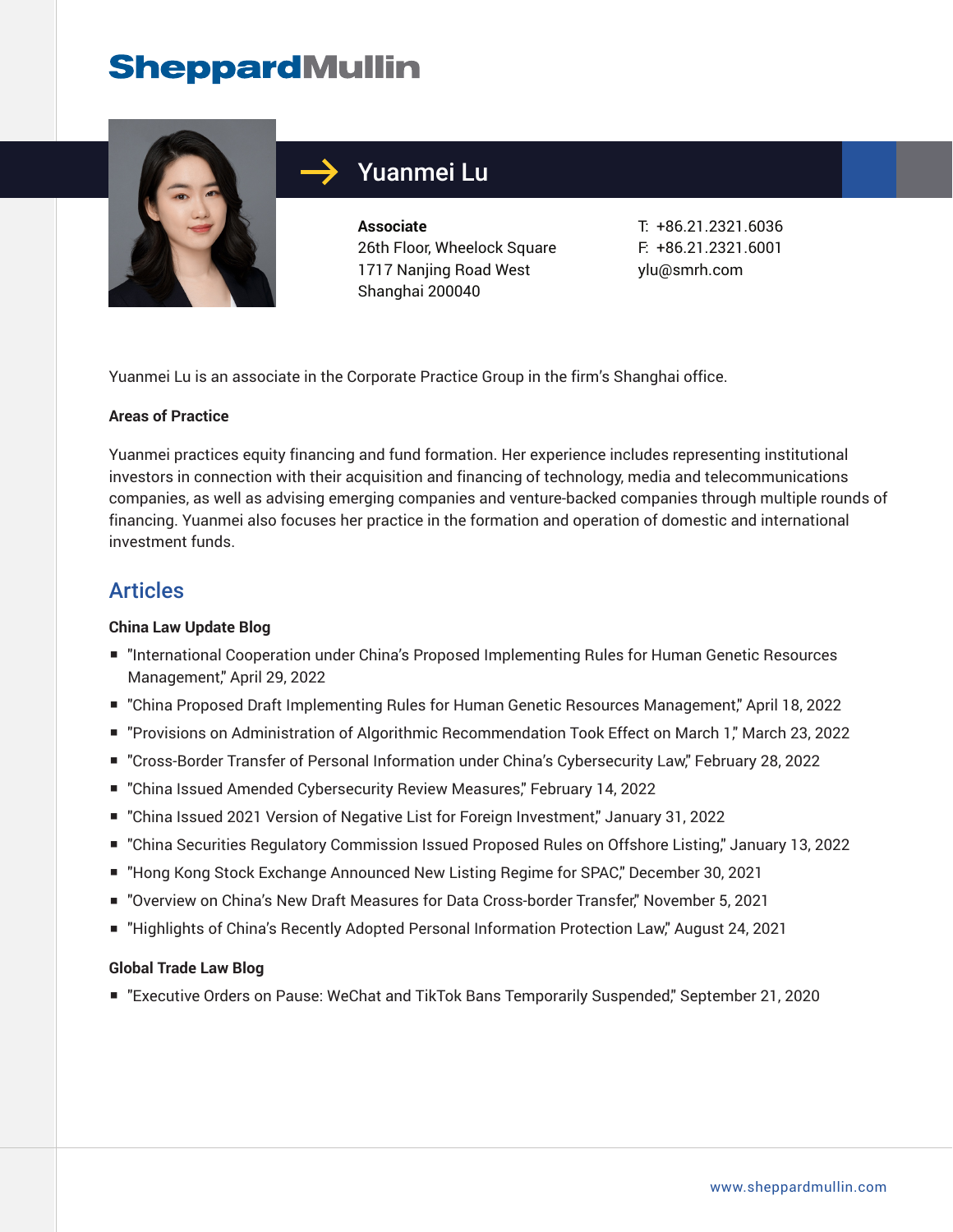# SheppardMullin

## Yuanmei Lu

**Associate**
26th Floor, Wheelock Square
1717 Nanjing Road West
Shanghai 200040

T: +86.21.2321.6036
F: +86.21.2321.6001
ylu@smrh.com

Yuanmei Lu is an associate in the Corporate Practice Group in the firm's Shanghai office.

**Areas of Practice**

Yuanmei practices equity financing and fund formation. Her experience includes representing institutional investors in connection with their acquisition and financing of technology, media and telecommunications companies, as well as advising emerging companies and venture-backed companies through multiple rounds of financing. Yuanmei also focuses her practice in the formation and operation of domestic and international investment funds.

## Articles

**China Law Update Blog**

- "International Cooperation under China's Proposed Implementing Rules for Human Genetic Resources Management," April 29, 2022
- "China Proposed Draft Implementing Rules for Human Genetic Resources Management," April 18, 2022
- "Provisions on Administration of Algorithmic Recommendation Took Effect on March 1," March 23, 2022
- "Cross-Border Transfer of Personal Information under China's Cybersecurity Law," February 28, 2022
- "China Issued Amended Cybersecurity Review Measures," February 14, 2022
- "China Issued 2021 Version of Negative List for Foreign Investment," January 31, 2022
- "China Securities Regulatory Commission Issued Proposed Rules on Offshore Listing," January 13, 2022
- "Hong Kong Stock Exchange Announced New Listing Regime for SPAC," December 30, 2021
- "Overview on China's New Draft Measures for Data Cross-border Transfer," November 5, 2021
- "Highlights of China's Recently Adopted Personal Information Protection Law," August 24, 2021

**Global Trade Law Blog**

- "Executive Orders on Pause: WeChat and TikTok Bans Temporarily Suspended," September 21, 2020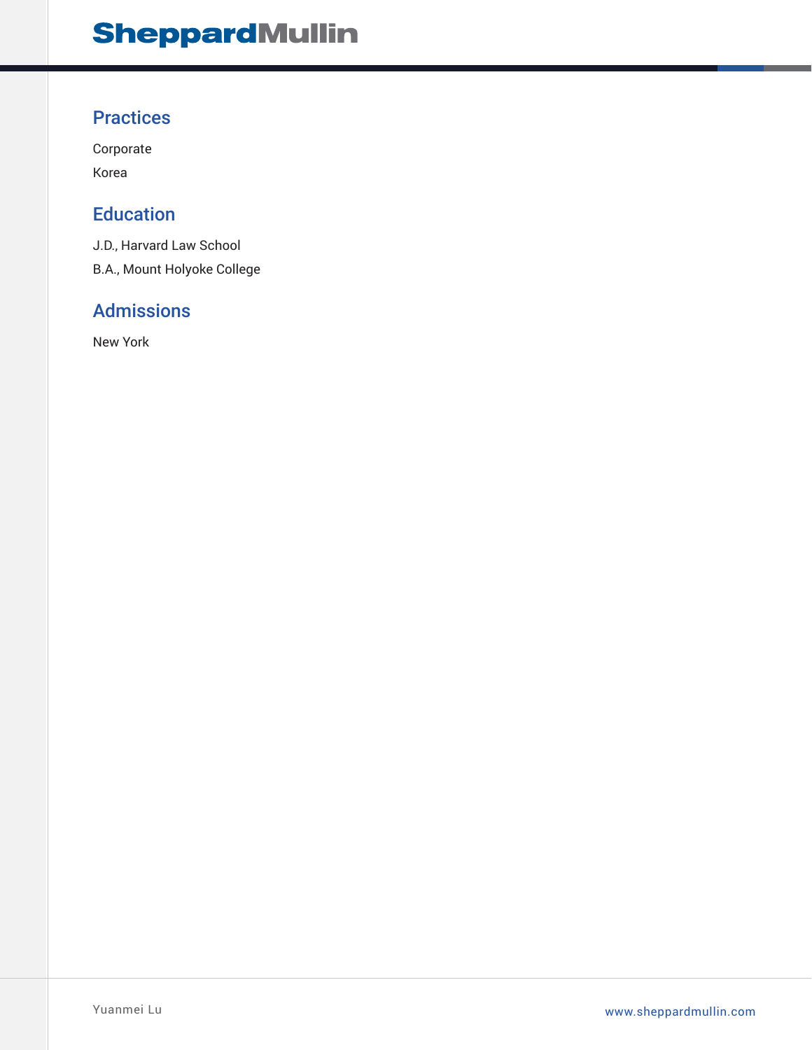## Practices

Corporate

Korea

## Education

J.D., Harvard Law School

B.A., Mount Holyoke College

## Admissions

New York